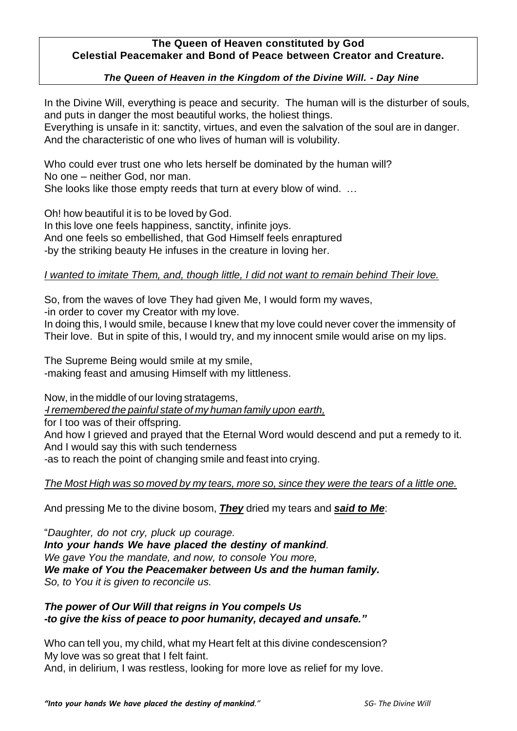**The Queen of Heaven constituted by God**
**Celestial Peacemaker and Bond of Peace between Creator and Creature.**

***The Queen of Heaven in the Kingdom of the Divine Will. - Day Nine***

In the Divine Will, everything is peace and security. The human will is the disturber of souls, and puts in danger the most beautiful works, the holiest things.
Everything is unsafe in it: sanctity, virtues, and even the salvation of the soul are in danger.
And the characteristic of one who lives of human will is volubility.

Who could ever trust one who lets herself be dominated by the human will?
No one – neither God, nor man.
She looks like those empty reeds that turn at every blow of wind. …

Oh! how beautiful it is to be loved by God.
In this love one feels happiness, sanctity, infinite joys.
And one feels so embellished, that God Himself feels enraptured
-by the striking beauty He infuses in the creature in loving her.

*I wanted to imitate Them, and, though little, I did not want to remain behind Their love.*

So, from the waves of love They had given Me, I would form my waves,
-in order to cover my Creator with my love.
In doing this, I would smile, because I knew that my love could never cover the immensity of Their love. But in spite of this, I would try, and my innocent smile would arise on my lips.

The Supreme Being would smile at my smile,
-making feast and amusing Himself with my littleness.

Now, in the middle of our loving stratagems,
*-I remembered the painful state of my human family upon earth,*
for I too was of their offspring.
And how I grieved and prayed that the Eternal Word would descend and put a remedy to it.
And I would say this with such tenderness
-as to reach the point of changing smile and feast into crying.

*The Most High was so moved by my tears, more so, since they were the tears of a little one.*

And pressing Me to the divine bosom, ***They*** dried my tears and ***said to Me***:

"*Daughter, do not cry, pluck up courage.*
***Into your hands We have placed the destiny of mankind****.*
*We gave You the mandate, and now, to console You more,*
***We make of You the Peacemaker between Us and the human family.***
*So, to You it is given to reconcile us.*

***The power of Our Will that reigns in You compels Us***
***-to give the kiss of peace to poor humanity, decayed and unsafe."***

Who can tell you, my child, what my Heart felt at this divine condescension?
My love was so great that I felt faint.
And, in delirium, I was restless, looking for more love as relief for my love.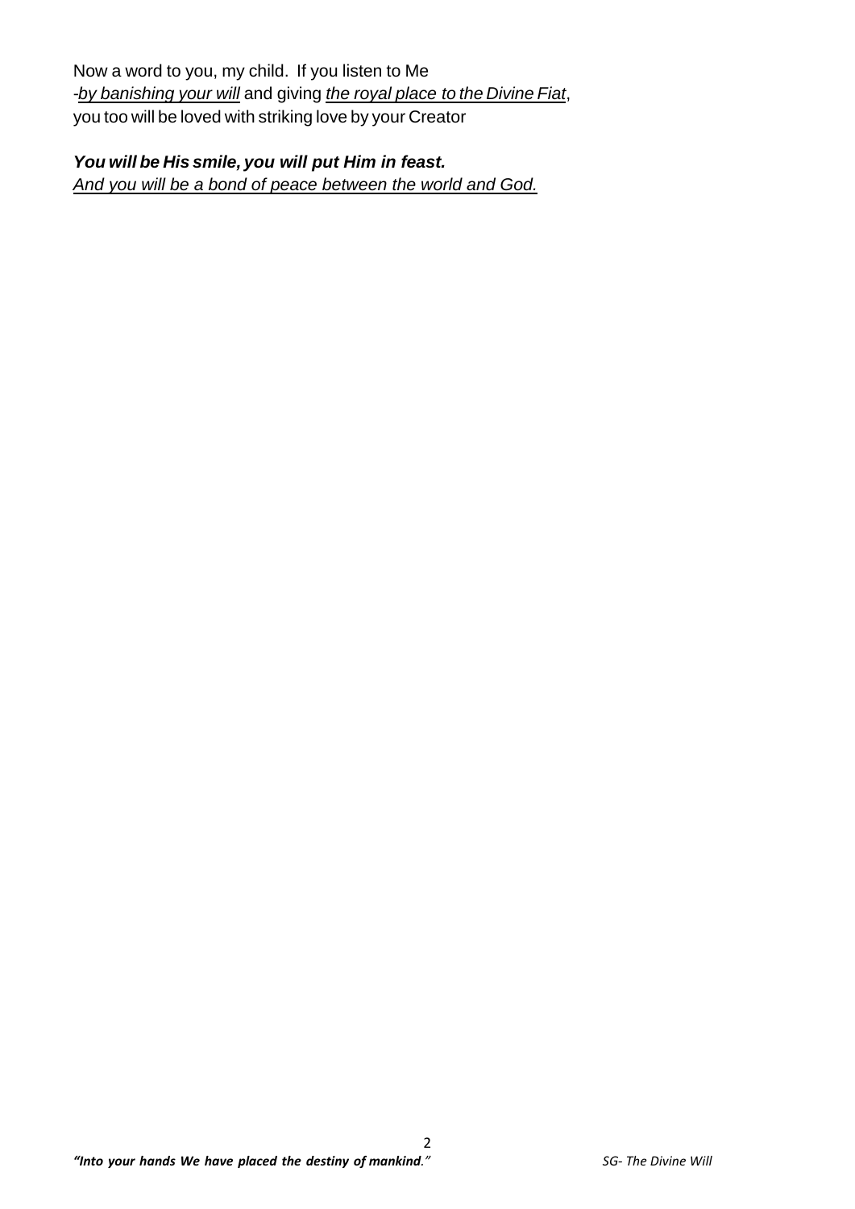Now a word to you, my child. If you listen to Me
-*by banishing your will* and giving *the royal place to the Divine Fiat*,
you too will be loved with striking love by your Creator

***You will be His smile, you will put Him in feast.***
*And you will be a bond of peace between the world and God.*